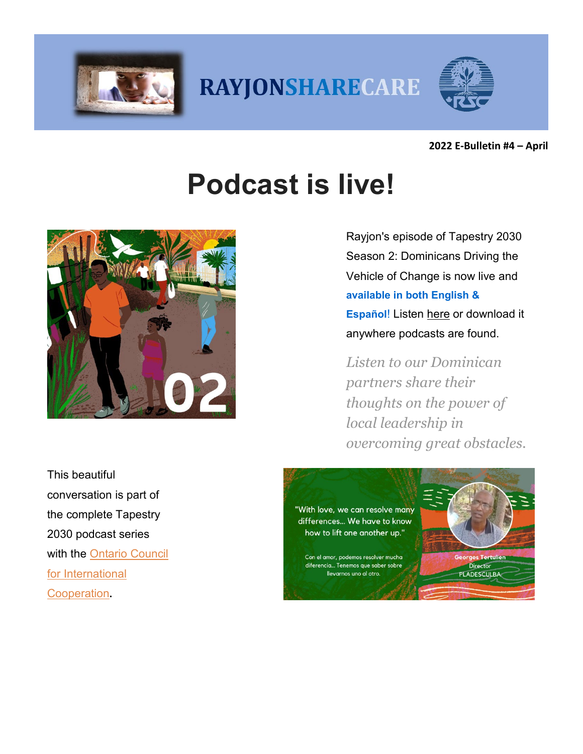RAYJONSHARECARE

2022 E-Bulletin #4 – April

# Podcast is live!

Rayjon's episode of Tapestry 2030 Season 2: Dominicans Driving the Vehicle of Change is now live and **available in both English & Español**! Listen here or download it anywhere podcasts are found.

*Listen to our Dominican partners share their thoughts on the power of local leadership in overcoming great obstacles.*

This beautiful conversation is part of the complete Tapestry 2030 podcast series with the Ontario Council for International Cooperation.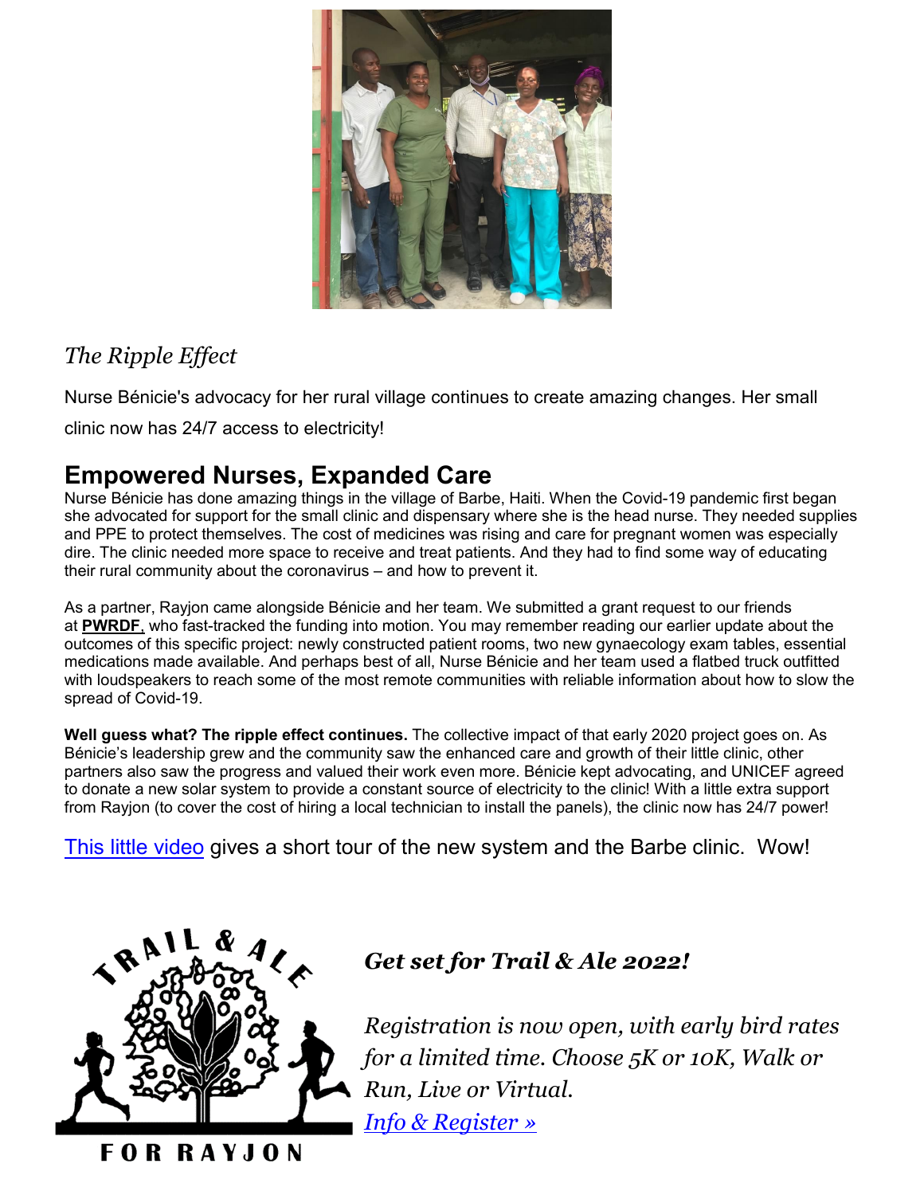*The Ripple Effect*

Nurse Bénicie's advocacy for her rural village continues to create amazing changes. Her small clinic now has 24/7 access to electricity!

## Empowered Nurses, Expanded Care

Nurse Bénicie has done amazing things in the village of Barbe, Haiti. When the Covid-19 pandemic first began she advocated for support for the small clinic and dispensary where she is the head nurse. They needed supplies and PPE to protect themselves. The cost of medicines was rising and care for pregnant women was especially dire. The clinic needed more space to receive and treat patients. And they had to find some way of educating their rural community about the coronavirus – and how to prevent it.

As a partner, Rayjon came alongside Bénicie and her team. We submitted a grant request to our friends at **PWRDF**, who fast-tracked the funding into motion. You may remember reading our earlier update about the outcomes of this specific project: newly constructed patient rooms, two new gynaecology exam tables, essential medications made available. And perhaps best of all, Nurse Bénicie and her team used a flatbed truck outfitted with loudspeakers to reach some of the most remote communities with reliable information about how to slow the spread of Covid-19.

**Well guess what? The ripple effect continues.** The collective impact of that early 2020 project goes on. As Bénicie's leadership grew and the community saw the enhanced care and growth of their little clinic, other partners also saw the progress and valued their work even more. Bénicie kept advocating, and UNICEF agreed to donate a new solar system to provide a constant source of electricity to the clinic! With a little extra support from Rayjon (to cover the cost of hiring a local technician to install the panels), the clinic now has 24/7 power!

This little video gives a short tour of the new system and the Barbe clinic. Wow!

TRAIL & ALE FOR RAYJON

### *Get set for Trail & Ale 2022!*

*Registration is now open, with early bird rates for a limited time. Choose 5K or 10K, Walk or Run, Live or Virtual.*

*Info & Register »*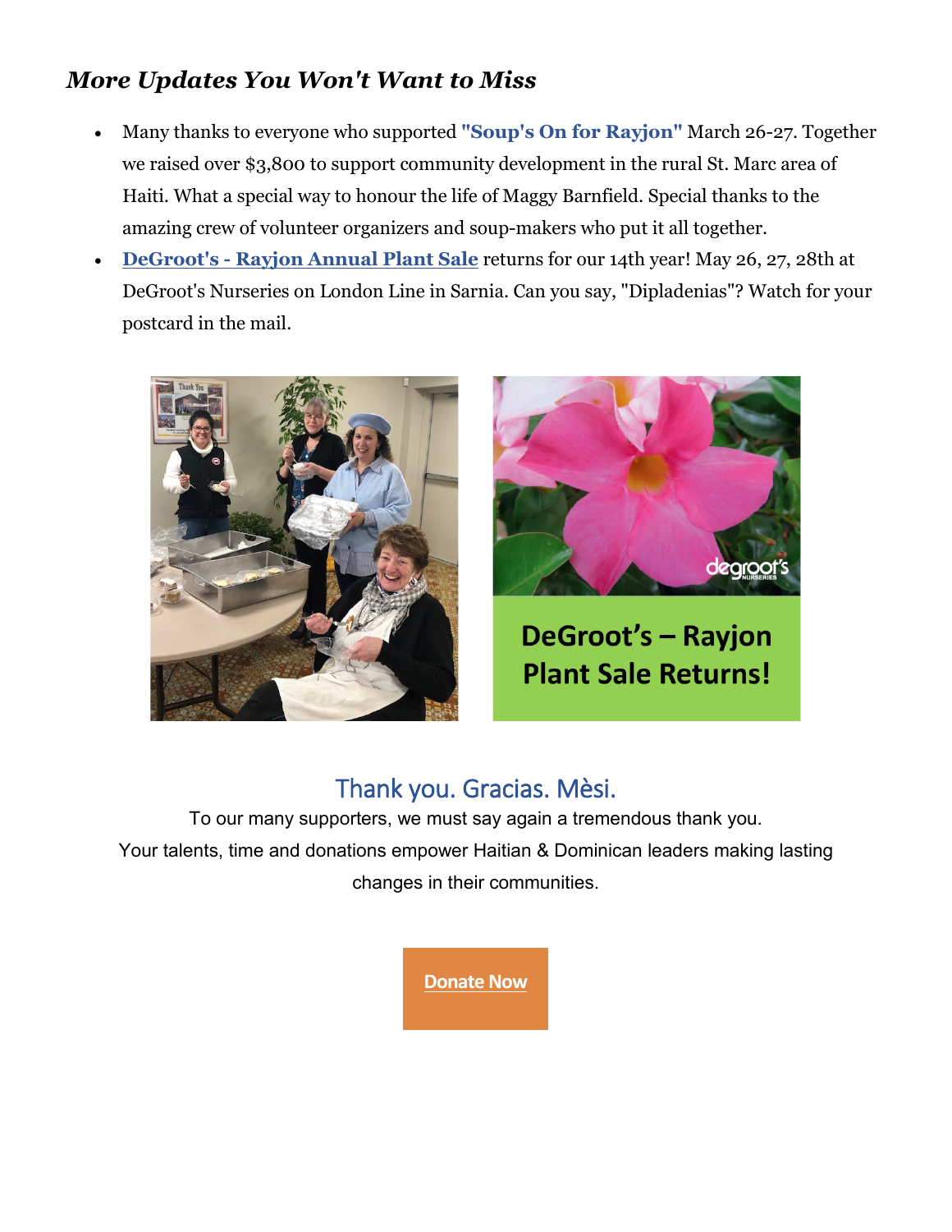## *More Updates You Won't Want to Miss*

- Many thanks to everyone who supported **"Soup's On for Rayjon"** March 26-27. Together we raised over $3,800 to support community development in the rural St. Marc area of Haiti. What a special way to honour the life of Maggy Barnfield. Special thanks to the amazing crew of volunteer organizers and soup-makers who put it all together.
- **DeGroot's - Rayjon Annual Plant Sale** returns for our 14th year! May 26, 27, 28th at DeGroot's Nurseries on London Line in Sarnia. Can you say, "Dipladenias"? Watch for your postcard in the mail.

## Thank you. Gracias. Mèsi.

To our many supporters, we must say again a tremendous thank you.

Your talents, time and donations empower Haitian & Dominican leaders making lasting changes in their communities.

**Donate Now**